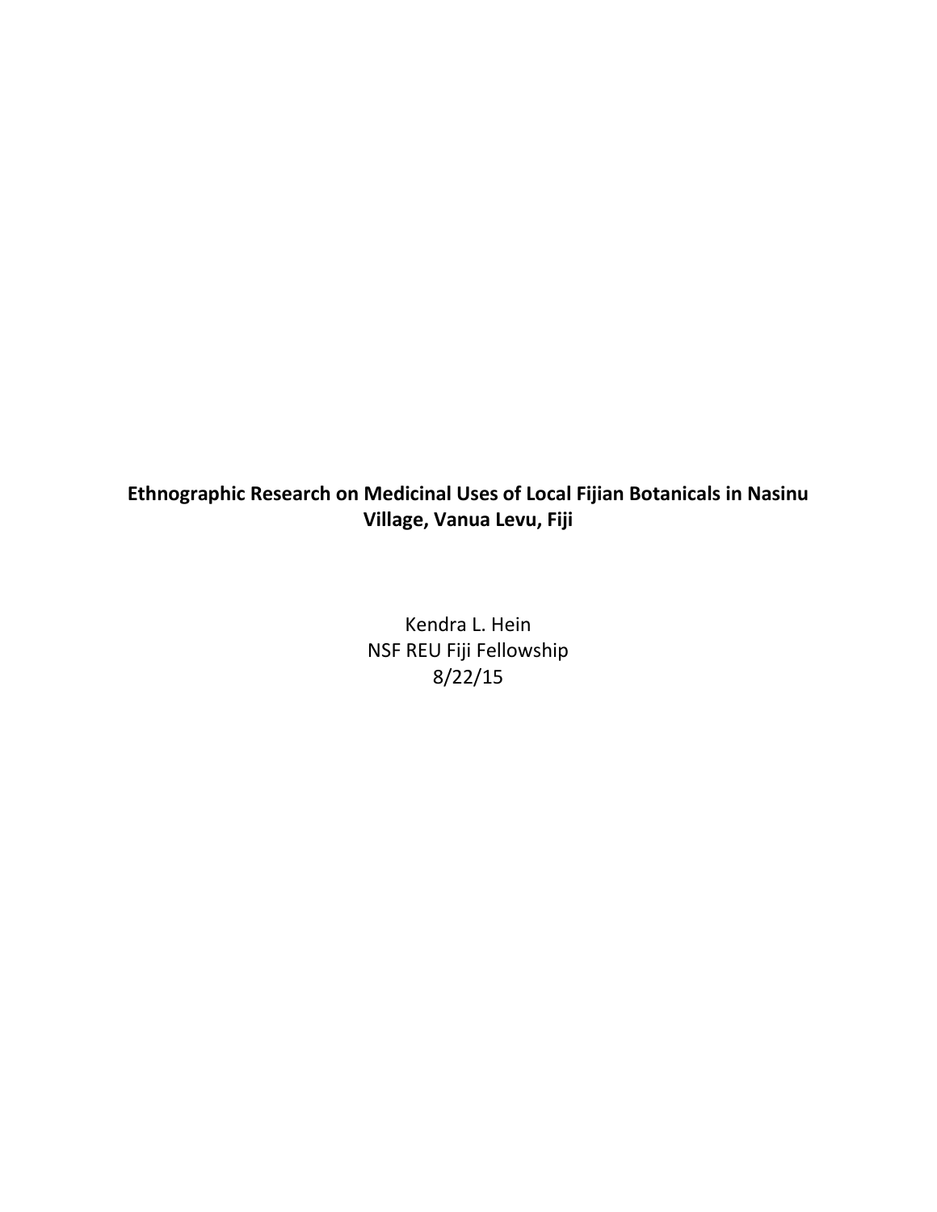# Ethnographic Research on Medicinal Uses of Local Fijian Botanicals in Nasinu Village, Vanua Levu, Fiji

Kendra L. Hein

NSF REU Fiji Fellowship

8/22/15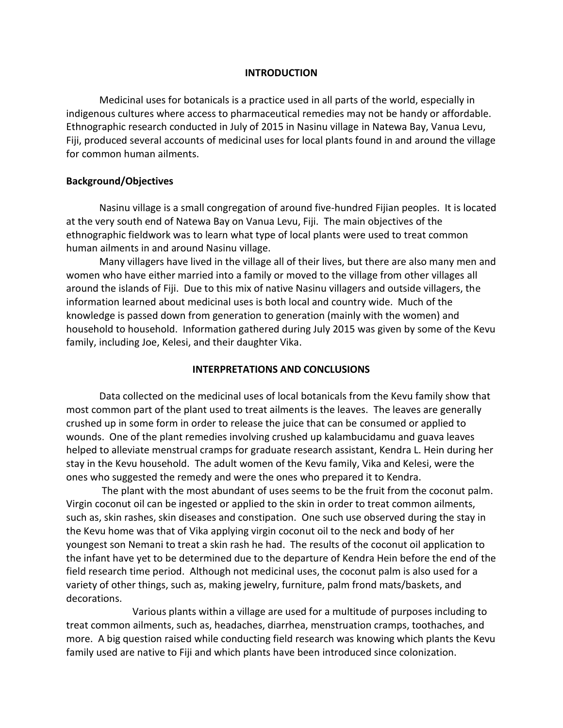## INTRODUCTION

Medicinal uses for botanicals is a practice used in all parts of the world, especially in indigenous cultures where access to pharmaceutical remedies may not be handy or affordable. Ethnographic research conducted in July of 2015 in Nasinu village in Natewa Bay, Vanua Levu, Fiji, produced several accounts of medicinal uses for local plants found in and around the village for common human ailments.

### Background/Objectives

Nasinu village is a small congregation of around five-hundred Fijian peoples. It is located at the very south end of Natewa Bay on Vanua Levu, Fiji. The main objectives of the ethnographic fieldwork was to learn what type of local plants were used to treat common human ailments in and around Nasinu village.

Many villagers have lived in the village all of their lives, but there are also many men and women who have either married into a family or moved to the village from other villages all around the islands of Fiji. Due to this mix of native Nasinu villagers and outside villagers, the information learned about medicinal uses is both local and country wide. Much of the knowledge is passed down from generation to generation (mainly with the women) and household to household. Information gathered during July 2015 was given by some of the Kevu family, including Joe, Kelesi, and their daughter Vika.

## INTERPRETATIONS AND CONCLUSIONS

Data collected on the medicinal uses of local botanicals from the Kevu family show that most common part of the plant used to treat ailments is the leaves. The leaves are generally crushed up in some form in order to release the juice that can be consumed or applied to wounds. One of the plant remedies involving crushed up kalambucidamu and guava leaves helped to alleviate menstrual cramps for graduate research assistant, Kendra L. Hein during her stay in the Kevu household. The adult women of the Kevu family, Vika and Kelesi, were the ones who suggested the remedy and were the ones who prepared it to Kendra.

The plant with the most abundant of uses seems to be the fruit from the coconut palm. Virgin coconut oil can be ingested or applied to the skin in order to treat common ailments, such as, skin rashes, skin diseases and constipation. One such use observed during the stay in the Kevu home was that of Vika applying virgin coconut oil to the neck and body of her youngest son Nemani to treat a skin rash he had. The results of the coconut oil application to the infant have yet to be determined due to the departure of Kendra Hein before the end of the field research time period. Although not medicinal uses, the coconut palm is also used for a variety of other things, such as, making jewelry, furniture, palm frond mats/baskets, and decorations.

Various plants within a village are used for a multitude of purposes including to treat common ailments, such as, headaches, diarrhea, menstruation cramps, toothaches, and more. A big question raised while conducting field research was knowing which plants the Kevu family used are native to Fiji and which plants have been introduced since colonization.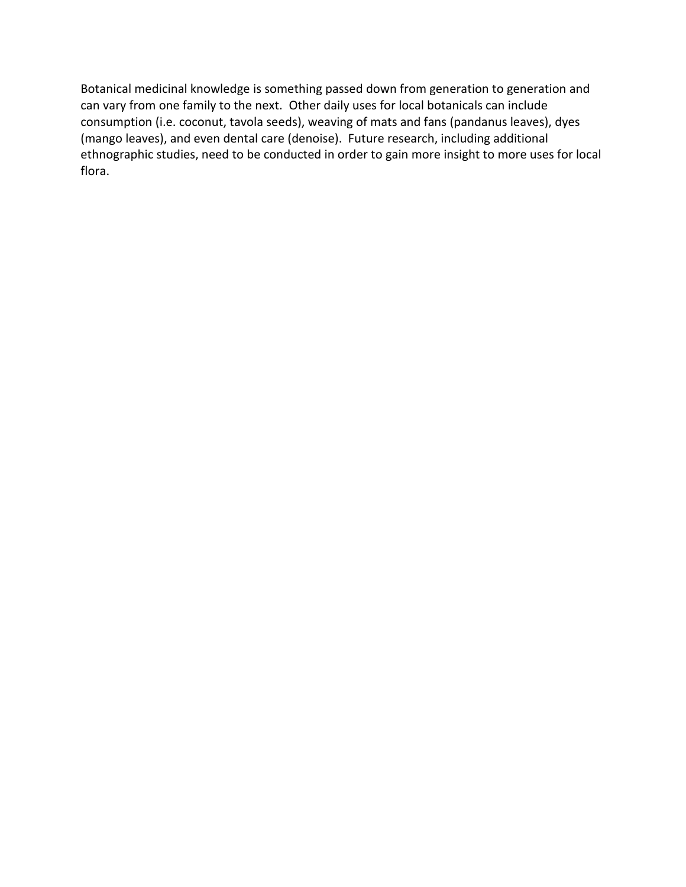Botanical medicinal knowledge is something passed down from generation to generation and can vary from one family to the next. Other daily uses for local botanicals can include consumption (i.e. coconut, tavola seeds), weaving of mats and fans (pandanus leaves), dyes (mango leaves), and even dental care (denoise). Future research, including additional ethnographic studies, need to be conducted in order to gain more insight to more uses for local flora.